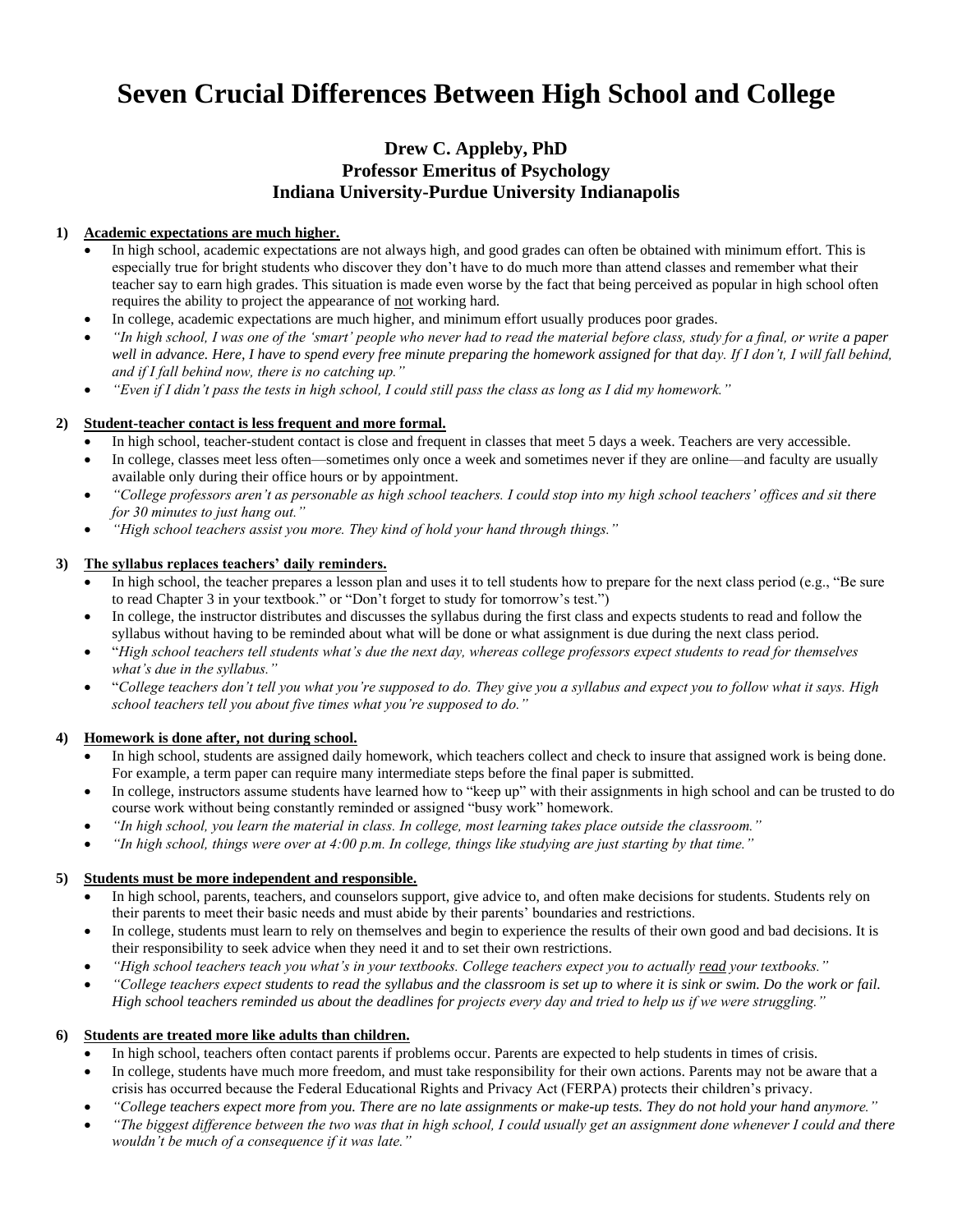# Seven Crucial Differences Between High School and College

### Drew C. Appleby, PhD
### Professor Emeritus of Psychology
### Indiana University-Purdue University Indianapolis

1) **<u>Academic expectations are much higher.</u>**
   - In high school, academic expectations are not always high, and good grades can often be obtained with minimum effort. This is especially true for bright students who discover they don't have to do much more than attend classes and remember what their teacher say to earn high grades. This situation is made even worse by the fact that being perceived as popular in high school often requires the ability to project the appearance of <u>not</u> working hard.
   - In college, academic expectations are much higher, and minimum effort usually produces poor grades.
   - *"In high school, I was one of the 'smart' people who never had to read the material before class, study for a final, or write a paper well in advance. Here, I have to spend every free minute preparing the homework assigned for that day. If I don't, I will fall behind, and if I fall behind now, there is no catching up."*
   - *"Even if I didn't pass the tests in high school, I could still pass the class as long as I did my homework."*

2) **<u>Student-teacher contact is less frequent and more formal.</u>**
   - In high school, teacher-student contact is close and frequent in classes that meet 5 days a week. Teachers are very accessible.
   - In college, classes meet less often—sometimes only once a week and sometimes never if they are online—and faculty are usually available only during their office hours or by appointment.
   - *"College professors aren't as personable as high school teachers. I could stop into my high school teachers' offices and sit there for 30 minutes to just hang out."*
   - *"High school teachers assist you more. They kind of hold your hand through things."*

3) **<u>The syllabus replaces teachers' daily reminders.</u>**
   - In high school, the teacher prepares a lesson plan and uses it to tell students how to prepare for the next class period (e.g., "Be sure to read Chapter 3 in your textbook." or "Don't forget to study for tomorrow's test.")
   - In college, the instructor distributes and discusses the syllabus during the first class and expects students to read and follow the syllabus without having to be reminded about what will be done or what assignment is due during the next class period.
   - "*High school teachers tell students what's due the next day, whereas college professors expect students to read for themselves what's due in the syllabus."*
   - "*College teachers don't tell you what you're supposed to do. They give you a syllabus and expect you to follow what it says. High school teachers tell you about five times what you're supposed to do."*

4) **<u>Homework is done after, not during school.</u>**
   - In high school, students are assigned daily homework, which teachers collect and check to insure that assigned work is being done. For example, a term paper can require many intermediate steps before the final paper is submitted.
   - In college, instructors assume students have learned how to "keep up" with their assignments in high school and can be trusted to do course work without being constantly reminded or assigned "busy work" homework.
   - *"In high school, you learn the material in class. In college, most learning takes place outside the classroom."*
   - *"In high school, things were over at 4:00 p.m. In college, things like studying are just starting by that time."*

5) **<u>Students must be more independent and responsible.</u>**
   - In high school, parents, teachers, and counselors support, give advice to, and often make decisions for students. Students rely on their parents to meet their basic needs and must abide by their parents' boundaries and restrictions.
   - In college, students must learn to rely on themselves and begin to experience the results of their own good and bad decisions. It is their responsibility to seek advice when they need it and to set their own restrictions.
   - *"High school teachers teach you what's in your textbooks. College teachers expect you to actually <u>read</u> your textbooks."*
   - *"College teachers expect students to read the syllabus and the classroom is set up to where it is sink or swim. Do the work or fail. High school teachers reminded us about the deadlines for projects every day and tried to help us if we were struggling."*

6) **<u>Students are treated more like adults than children.</u>**
   - In high school, teachers often contact parents if problems occur. Parents are expected to help students in times of crisis.
   - In college, students have much more freedom, and must take responsibility for their own actions. Parents may not be aware that a crisis has occurred because the Federal Educational Rights and Privacy Act (FERPA) protects their children's privacy.
   - *"College teachers expect more from you. There are no late assignments or make-up tests. They do not hold your hand anymore."*
   - *"The biggest difference between the two was that in high school, I could usually get an assignment done whenever I could and there wouldn't be much of a consequence if it was late."*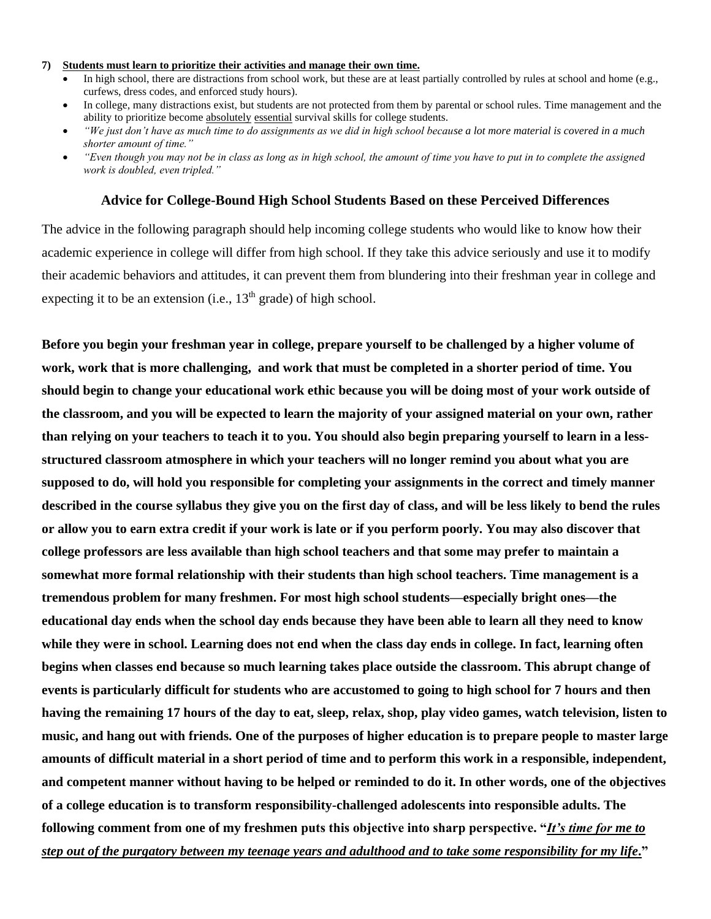7) **Students must learn to prioritize their activities and manage their own time.**

- In high school, there are distractions from school work, but these are at least partially controlled by rules at school and home (e.g., curfews, dress codes, and enforced study hours).
- In college, many distractions exist, but students are not protected from them by parental or school rules. Time management and the ability to prioritize become absolutely essential survival skills for college students.
- *"We just don't have as much time to do assignments as we did in high school because a lot more material is covered in a much shorter amount of time."*
- *"Even though you may not be in class as long as in high school, the amount of time you have to put in to complete the assigned work is doubled, even tripled."*

### Advice for College-Bound High School Students Based on these Perceived Differences

The advice in the following paragraph should help incoming college students who would like to know how their academic experience in college will differ from high school. If they take this advice seriously and use it to modify their academic behaviors and attitudes, it can prevent them from blundering into their freshman year in college and expecting it to be an extension (i.e., 13th grade) of high school.

**Before you begin your freshman year in college, prepare yourself to be challenged by a higher volume of work, work that is more challenging, and work that must be completed in a shorter period of time. You should begin to change your educational work ethic because you will be doing most of your work outside of the classroom, and you will be expected to learn the majority of your assigned material on your own, rather than relying on your teachers to teach it to you. You should also begin preparing yourself to learn in a less-structured classroom atmosphere in which your teachers will no longer remind you about what you are supposed to do, will hold you responsible for completing your assignments in the correct and timely manner described in the course syllabus they give you on the first day of class, and will be less likely to bend the rules or allow you to earn extra credit if your work is late or if you perform poorly. You may also discover that college professors are less available than high school teachers and that some may prefer to maintain a somewhat more formal relationship with their students than high school teachers. Time management is a tremendous problem for many freshmen. For most high school students—especially bright ones—the educational day ends when the school day ends because they have been able to learn all they need to know while they were in school. Learning does not end when the class day ends in college. In fact, learning often begins when classes end because so much learning takes place outside the classroom. This abrupt change of events is particularly difficult for students who are accustomed to going to high school for 7 hours and then having the remaining 17 hours of the day to eat, sleep, relax, shop, play video games, watch television, listen to music, and hang out with friends. One of the purposes of higher education is to prepare people to master large amounts of difficult material in a short period of time and to perform this work in a responsible, independent, and competent manner without having to be helped or reminded to do it. In other words, one of the objectives of a college education is to transform responsibility-challenged adolescents into responsible adults. The following comment from one of my freshmen puts this objective into sharp perspective. "*It's time for me to step out of the purgatory between my teenage years and adulthood and to take some responsibility for my life*."**